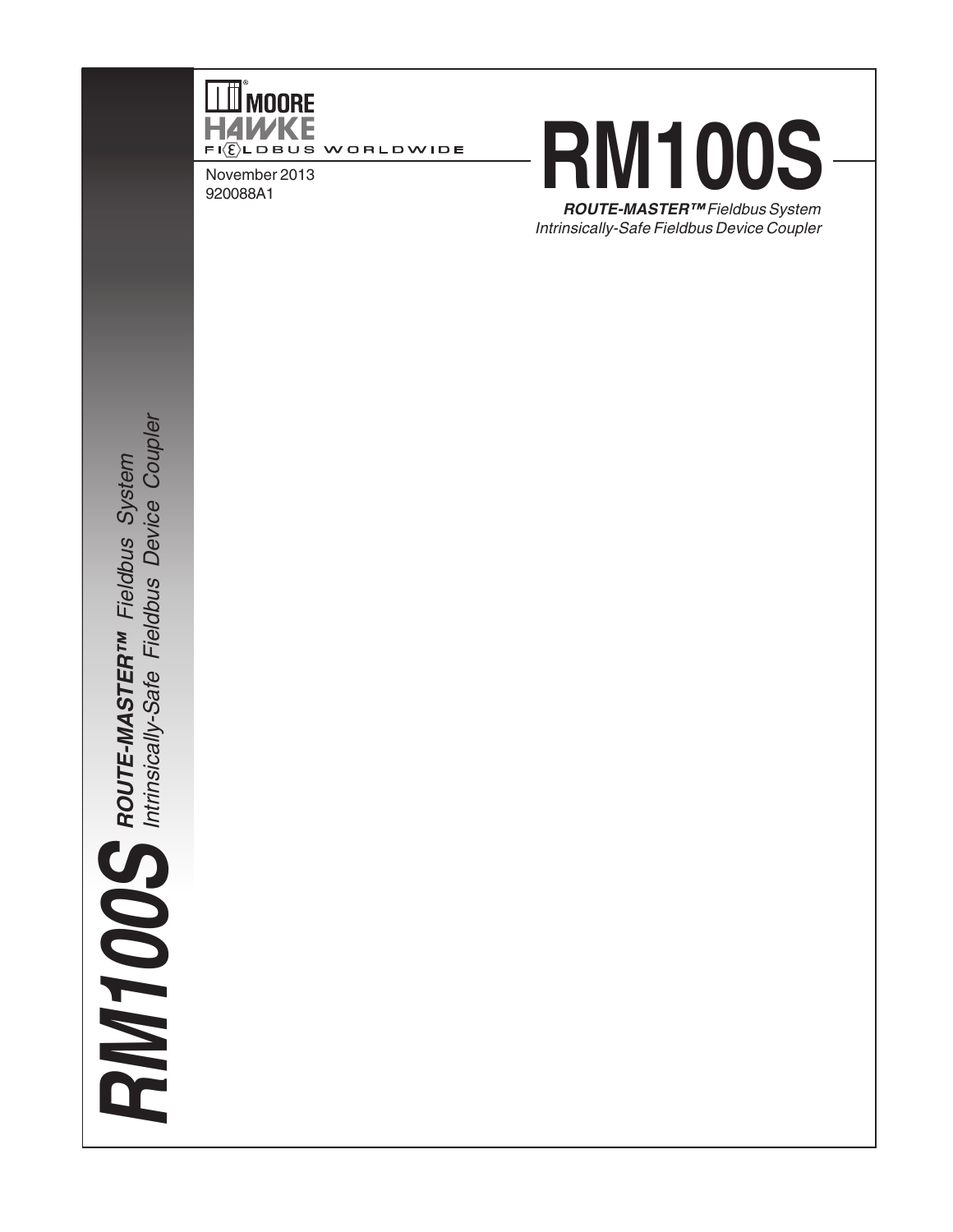MOORE HAWKE

FIELDBUS WORLDWIDE

November 2013
920088A1

# RM100S

***ROUTE-MASTER™*** *Fieldbus System*
*Intrinsically-Safe Fieldbus Device Coupler*

***RM100S*** ***ROUTE-MASTER™*** *Fieldbus System*
*Intrinsically-Safe Fieldbus Device Coupler*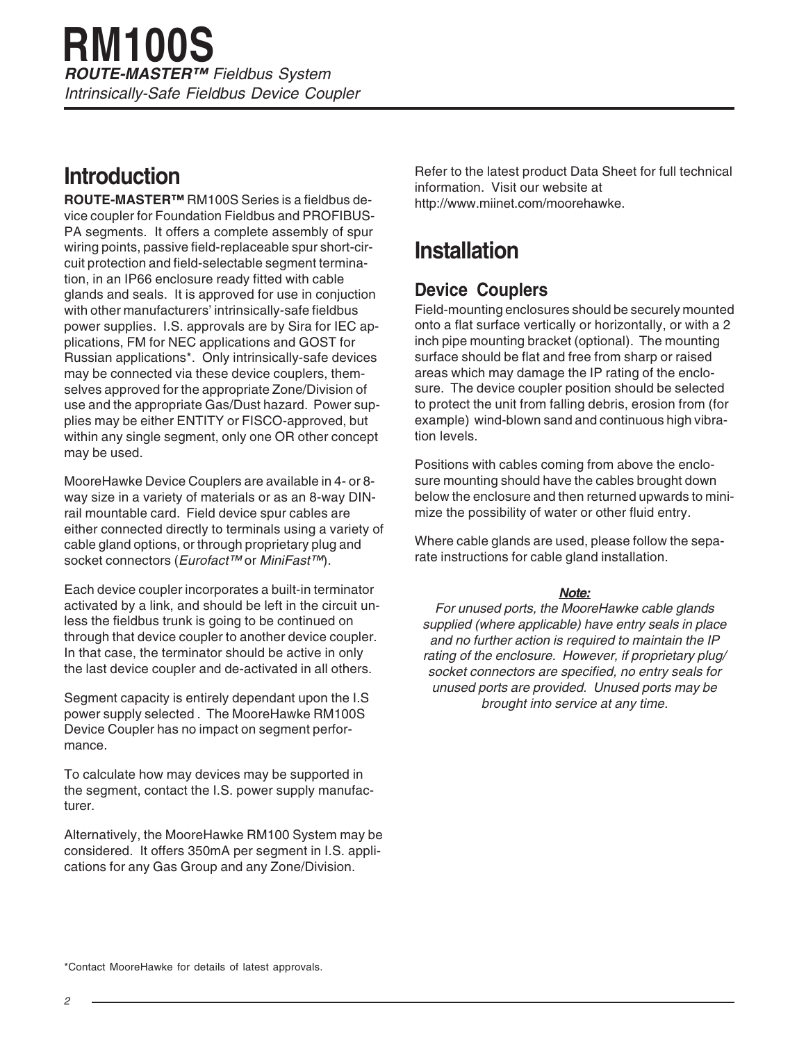# RM100S

***ROUTE-MASTER™** Fieldbus System*
*Intrinsically-Safe Fieldbus Device Coupler*

## Introduction

**ROUTE-MASTER™** RM100S Series is a fieldbus device coupler for Foundation Fieldbus and PROFIBUS-PA segments. It offers a complete assembly of spur wiring points, passive field-replaceable spur short-circuit protection and field-selectable segment termination, in an IP66 enclosure ready fitted with cable glands and seals. It is approved for use in conjuction with other manufacturers' intrinsically-safe fieldbus power supplies. I.S. approvals are by Sira for IEC applications, FM for NEC applications and GOST for Russian applications*. Only intrinsically-safe devices may be connected via these device couplers, themselves approved for the appropriate Zone/Division of use and the appropriate Gas/Dust hazard. Power supplies may be either ENTITY or FISCO-approved, but within any single segment, only one OR other concept may be used.

MooreHawke Device Couplers are available in 4- or 8-way size in a variety of materials or as an 8-way DIN-rail mountable card. Field device spur cables are either connected directly to terminals using a variety of cable gland options, or through proprietary plug and socket connectors (*Eurofact™* or *MiniFast™*).

Each device coupler incorporates a built-in terminator activated by a link, and should be left in the circuit unless the fieldbus trunk is going to be continued on through that device coupler to another device coupler. In that case, the terminator should be active in only the last device coupler and de-activated in all others.

Segment capacity is entirely dependant upon the I.S power supply selected . The MooreHawke RM100S Device Coupler has no impact on segment performance.

To calculate how may devices may be supported in the segment, contact the I.S. power supply manufacturer.

Alternatively, the MooreHawke RM100 System may be considered. It offers 350mA per segment in I.S. applications for any Gas Group and any Zone/Division.

Refer to the latest product Data Sheet for full technical information. Visit our website at http://www.miinet.com/moorehawke.

## Installation

### Device Couplers

Field-mounting enclosures should be securely mounted onto a flat surface vertically or horizontally, or with a 2 inch pipe mounting bracket (optional). The mounting surface should be flat and free from sharp or raised areas which may damage the IP rating of the enclosure. The device coupler position should be selected to protect the unit from falling debris, erosion from (for example) wind-blown sand and continuous high vibration levels.

Positions with cables coming from above the enclosure mounting should have the cables brought down below the enclosure and then returned upwards to minimize the possibility of water or other fluid entry.

Where cable glands are used, please follow the separate instructions for cable gland installation.

***Note:***

*For unused ports, the MooreHawke cable glands supplied (where applicable) have entry seals in place and no further action is required to maintain the IP rating of the enclosure. However, if proprietary plug/socket connectors are specified, no entry seals for unused ports are provided. Unused ports may be brought into service at any time.*

*Contact MooreHawke for details of latest approvals.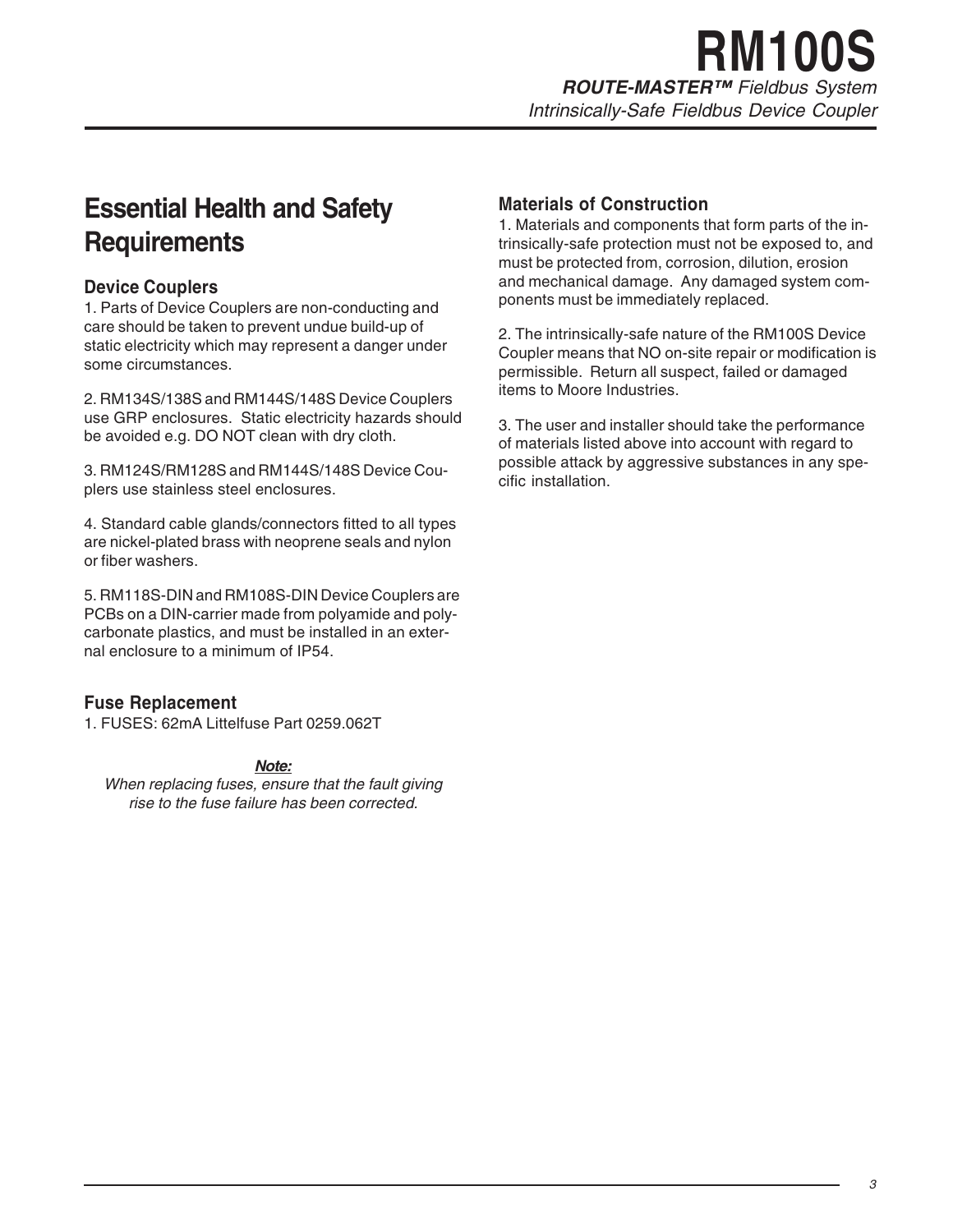# Essential Health and Safety Requirements

### Device Couplers

1. Parts of Device Couplers are non-conducting and care should be taken to prevent undue build-up of static electricity which may represent a danger under some circumstances.

2. RM134S/138S and RM144S/148S Device Couplers use GRP enclosures. Static electricity hazards should be avoided e.g. DO NOT clean with dry cloth.

3. RM124S/RM128S and RM144S/148S Device Couplers use stainless steel enclosures.

4. Standard cable glands/connectors fitted to all types are nickel-plated brass with neoprene seals and nylon or fiber washers.

5. RM118S-DIN and RM108S-DIN Device Couplers are PCBs on a DIN-carrier made from polyamide and polycarbonate plastics, and must be installed in an external enclosure to a minimum of IP54.

### Fuse Replacement

1. FUSES: 62mA Littelfuse Part 0259.062T

***Note:***
*When replacing fuses, ensure that the fault giving rise to the fuse failure has been corrected.*

### Materials of Construction

1. Materials and components that form parts of the intrinsically-safe protection must not be exposed to, and must be protected from, corrosion, dilution, erosion and mechanical damage. Any damaged system components must be immediately replaced.

2. The intrinsically-safe nature of the RM100S Device Coupler means that NO on-site repair or modification is permissible. Return all suspect, failed or damaged items to Moore Industries.

3. The user and installer should take the performance of materials listed above into account with regard to possible attack by aggressive substances in any specific installation.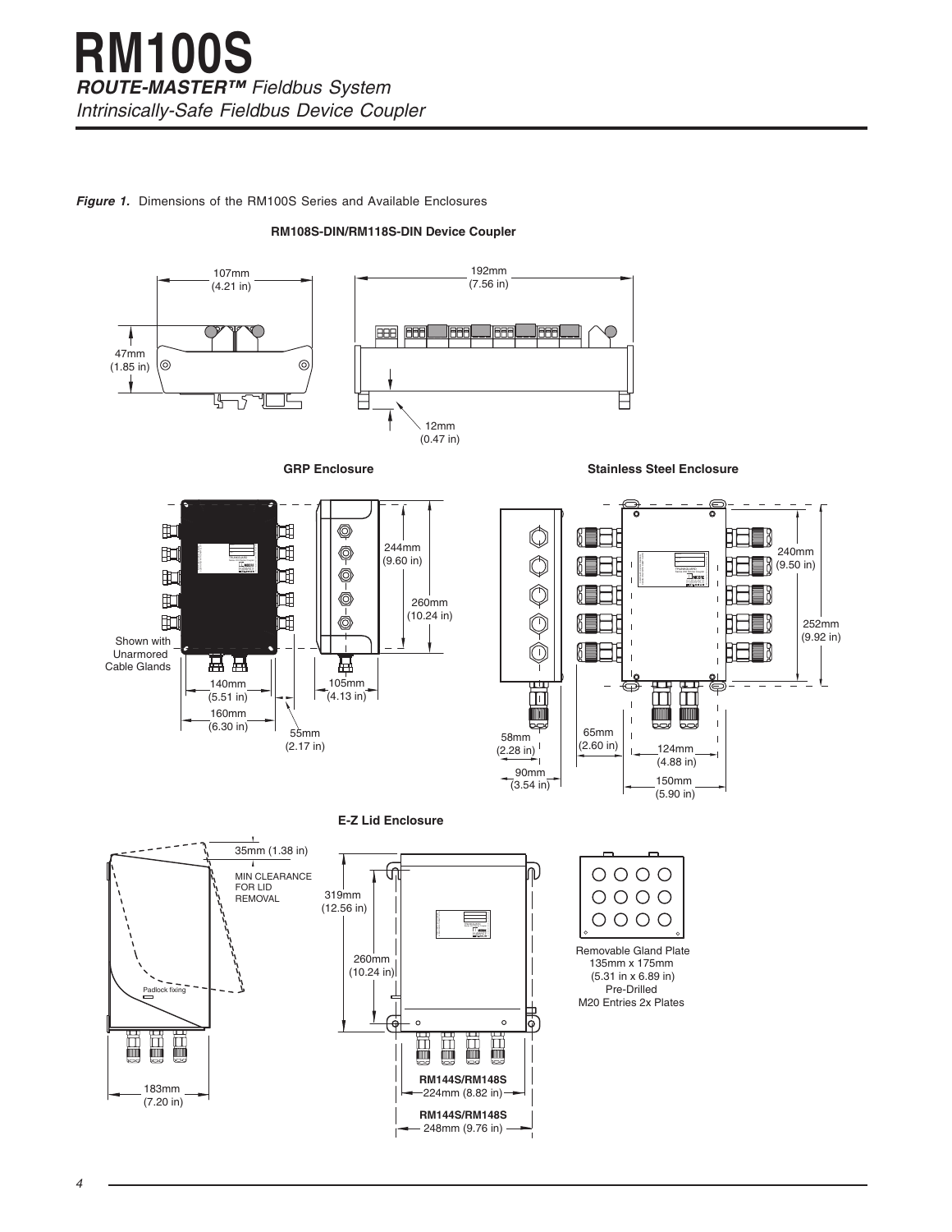# RM100S

***ROUTE-MASTER™*** *Fieldbus System*

*Intrinsically-Safe Fieldbus Device Coupler*

***Figure 1.*** Dimensions of the RM100S Series and Available Enclosures

**RM108S-DIN/RM118S-DIN Device Coupler**

107mm (4.21 in)

47mm (1.85 in)

192mm (7.56 in)

12mm (0.47 in)

**GRP Enclosure**

Shown with Unarmored Cable Glands

244mm (9.60 in)

260mm (10.24 in)

140mm (5.51 in)

160mm (6.30 in)

55mm (2.17 in)

105mm (4.13 in)

**Stainless Steel Enclosure**

240mm (9.50 in)

252mm (9.92 in)

58mm (2.28 in)

90mm (3.54 in)

65mm (2.60 in)

124mm (4.88 in)

150mm (5.90 in)

**E-Z Lid Enclosure**

35mm (1.38 in)

MIN CLEARANCE FOR LID REMOVAL

Padlock fixing

183mm (7.20 in)

319mm (12.56 in)

260mm (10.24 in)

**RM144S/RM148S** 224mm (8.82 in)

**RM144S/RM148S** 248mm (9.76 in)

Removable Gland Plate
135mm x 175mm
(5.31 in x 6.89 in)
Pre-Drilled
M20 Entries 2x Plates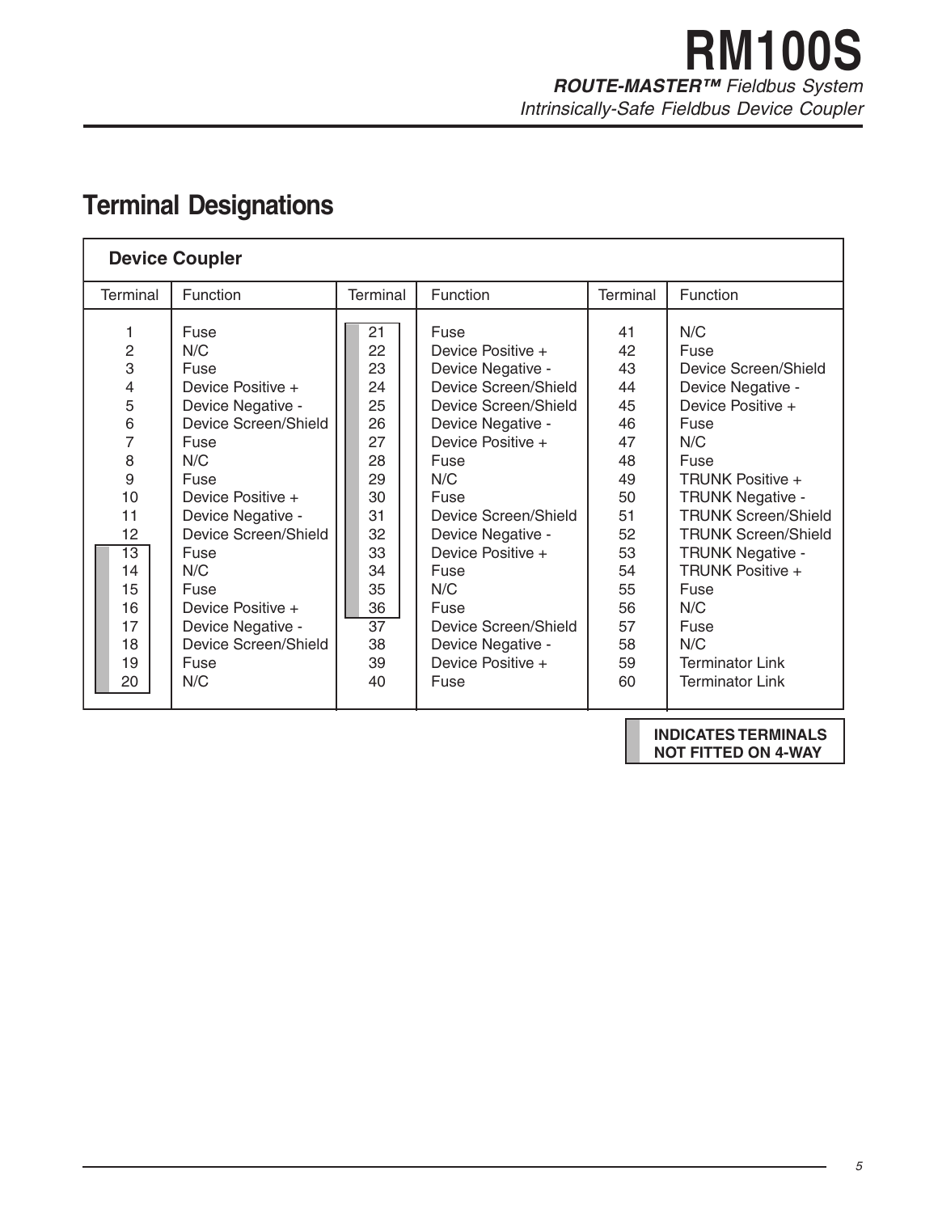## Terminal Designations

| Device Coupler | | | | | |
|---|---|---|---|---|---|
| Terminal | Function | Terminal | Function | Terminal | Function |
| 1 | Fuse | 21 | Fuse | 41 | N/C |
| 2 | N/C | 22 | Device Positive + | 42 | Fuse |
| 3 | Fuse | 23 | Device Negative - | 43 | Device Screen/Shield |
| 4 | Device Positive + | 24 | Device Screen/Shield | 44 | Device Negative - |
| 5 | Device Negative - | 25 | Device Screen/Shield | 45 | Device Positive + |
| 6 | Device Screen/Shield | 26 | Device Negative - | 46 | Fuse |
| 7 | Fuse | 27 | Device Positive + | 47 | N/C |
| 8 | N/C | 28 | Fuse | 48 | Fuse |
| 9 | Fuse | 29 | N/C | 49 | TRUNK Positive + |
| 10 | Device Positive + | 30 | Fuse | 50 | TRUNK Negative - |
| 11 | Device Negative - | 31 | Device Screen/Shield | 51 | TRUNK Screen/Shield |
| 12 | Device Screen/Shield | 32 | Device Negative - | 52 | TRUNK Screen/Shield |
| 13 | Fuse | 33 | Device Positive + | 53 | TRUNK Negative - |
| 14 | N/C | 34 | Fuse | 54 | TRUNK Positive + |
| 15 | Fuse | 35 | N/C | 55 | Fuse |
| 16 | Device Positive + | 36 | Fuse | 56 | N/C |
| 17 | Device Negative - | 37 | Device Screen/Shield | 57 | Fuse |
| 18 | Device Screen/Shield | 38 | Device Negative - | 58 | N/C |
| 19 | Fuse | 39 | Device Positive + | 59 | Terminator Link |
| 20 | N/C | 40 | Fuse | 60 | Terminator Link |

**INDICATES TERMINALS NOT FITTED ON 4-WAY** (shaded: terminals 13–20 and 21–36)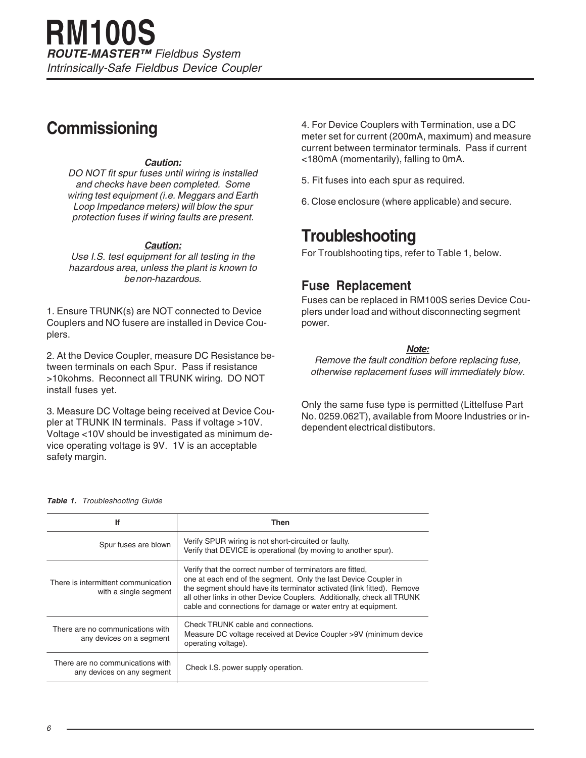# RM100S

***ROUTE-MASTER™** Fieldbus System*
*Intrinsically-Safe Fieldbus Device Coupler*

## Commissioning

***Caution:***
*DO NOT fit spur fuses until wiring is installed and checks have been completed. Some wiring test equipment (i.e. Meggars and Earth Loop Impedance meters) will blow the spur protection fuses if wiring faults are present.*

***Caution:***
*Use I.S. test equipment for all testing in the hazardous area, unless the plant is known to be non-hazardous.*

1. Ensure TRUNK(s) are NOT connected to Device Couplers and NO fusere are installed in Device Couplers.

2. At the Device Coupler, measure DC Resistance between terminals on each Spur. Pass if resistance >10kohms. Reconnect all TRUNK wiring. DO NOT install fuses yet.

3. Measure DC Voltage being received at Device Coupler at TRUNK IN terminals. Pass if voltage >10V. Voltage <10V should be investigated as minimum device operating voltage is 9V. 1V is an acceptable safety margin.

4. For Device Couplers with Termination, use a DC meter set for current (200mA, maximum) and measure current between terminator terminals. Pass if current <180mA (momentarily), falling to 0mA.

5. Fit fuses into each spur as required.

6. Close enclosure (where applicable) and secure.

## Troubleshooting

For Troublshooting tips, refer to Table 1, below.

### Fuse Replacement

Fuses can be replaced in RM100S series Device Couplers under load and without disconnecting segment power.

***Note:***
*Remove the fault condition before replacing fuse, otherwise replacement fuses will immediately blow.*

Only the same fuse type is permitted (Littelfuse Part No. 0259.062T), available from Moore Industries or independent electrical distibutors.

***Table 1.** Troubleshooting Guide*

| If | Then |
|---|---|
| Spur fuses are blown | Verify SPUR wiring is not short-circuited or faulty.<br>Verify that DEVICE is operational (by moving to another spur). |
| There is intermittent communication with a single segment | Verify that the correct number of terminators are fitted, one at each end of the segment. Only the last Device Coupler in the segment should have its terminator activated (link fitted). Remove all other links in other Device Couplers. Additionally, check all TRUNK cable and connections for damage or water entry at equipment. |
| There are no communications with any devices on a segment | Check TRUNK cable and connections.<br>Measure DC voltage received at Device Coupler >9V (minimum device operating voltage). |
| There are no communications with any devices on any segment | Check I.S. power supply operation. |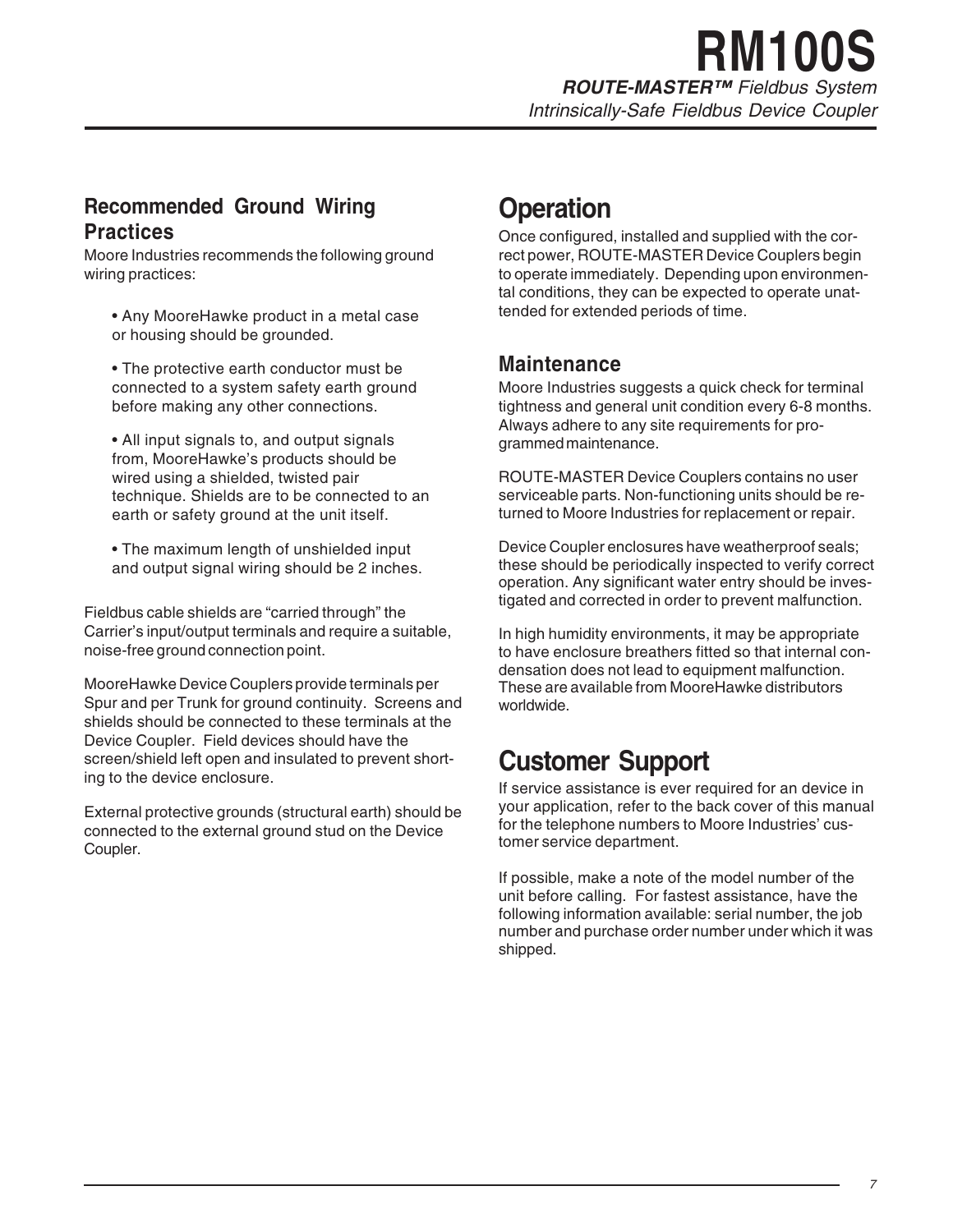## Recommended Ground Wiring Practices

Moore Industries recommends the following ground wiring practices:

- Any MooreHawke product in a metal case or housing should be grounded.
- The protective earth conductor must be connected to a system safety earth ground before making any other connections.
- All input signals to, and output signals from, MooreHawke's products should be wired using a shielded, twisted pair technique. Shields are to be connected to an earth or safety ground at the unit itself.
- The maximum length of unshielded input and output signal wiring should be 2 inches.

Fieldbus cable shields are "carried through" the Carrier's input/output terminals and require a suitable, noise-free ground connection point.

MooreHawke Device Couplers provide terminals per Spur and per Trunk for ground continuity. Screens and shields should be connected to these terminals at the Device Coupler. Field devices should have the screen/shield left open and insulated to prevent shorting to the device enclosure.

External protective grounds (structural earth) should be connected to the external ground stud on the Device Coupler.

# Operation

Once configured, installed and supplied with the correct power, ROUTE-MASTER Device Couplers begin to operate immediately. Depending upon environmental conditions, they can be expected to operate unattended for extended periods of time.

## Maintenance

Moore Industries suggests a quick check for terminal tightness and general unit condition every 6-8 months. Always adhere to any site requirements for programmed maintenance.

ROUTE-MASTER Device Couplers contains no user serviceable parts. Non-functioning units should be returned to Moore Industries for replacement or repair.

Device Coupler enclosures have weatherproof seals; these should be periodically inspected to verify correct operation. Any significant water entry should be investigated and corrected in order to prevent malfunction.

In high humidity environments, it may be appropriate to have enclosure breathers fitted so that internal condensation does not lead to equipment malfunction. These are available from MooreHawke distributors worldwide.

# Customer Support

If service assistance is ever required for an device in your application, refer to the back cover of this manual for the telephone numbers to Moore Industries' customer service department.

If possible, make a note of the model number of the unit before calling. For fastest assistance, have the following information available: serial number, the job number and purchase order number under which it was shipped.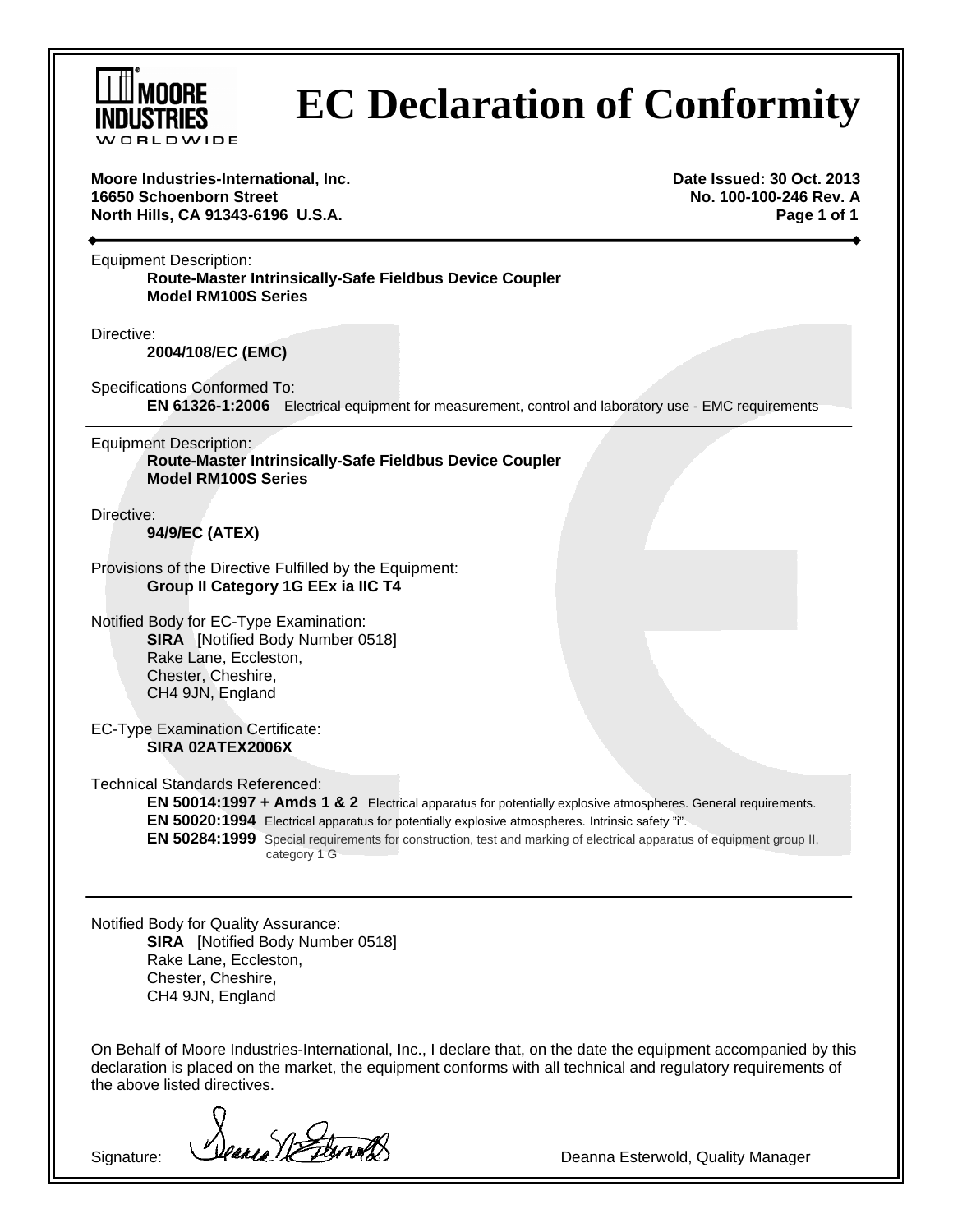MOORE INDUSTRIES WORLDWIDE

# EC Declaration of Conformity

**Moore Industries-International, Inc.**
**16650 Schoenborn Street**
**North Hills, CA 91343-6196 U.S.A.**

**Date Issued: 30 Oct. 2013**
**No. 100-100-246 Rev. A**

---

Equipment Description:
**Route-Master Intrinsically-Safe Fieldbus Device Coupler**
**Model RM100S Series**

Directive:
**2004/108/EC (EMC)**

Specifications Conformed To:
**EN 61326-1:2006** Electrical equipment for measurement, control and laboratory use - EMC requirements

---

Equipment Description:
**Route-Master Intrinsically-Safe Fieldbus Device Coupler**
**Model RM100S Series**

Directive:
**94/9/EC (ATEX)**

Provisions of the Directive Fulfilled by the Equipment:
**Group II Category 1G EEx ia IIC T4**

Notified Body for EC-Type Examination:
**SIRA** [Notified Body Number 0518]
Rake Lane, Eccleston,
Chester, Cheshire,
CH4 9JN, England

EC-Type Examination Certificate:
**SIRA 02ATEX2006X**

Technical Standards Referenced:
**EN 50014:1997 + Amds 1 & 2** Electrical apparatus for potentially explosive atmospheres. General requirements.
**EN 50020:1994** Electrical apparatus for potentially explosive atmospheres. Intrinsic safety "i".
**EN 50284:1999** Special requirements for construction, test and marking of electrical apparatus of equipment group II, category 1 G

---

Notified Body for Quality Assurance:
**SIRA** [Notified Body Number 0518]
Rake Lane, Eccleston,
Chester, Cheshire,
CH4 9JN, England

On Behalf of Moore Industries-International, Inc., I declare that, on the date the equipment accompanied by this declaration is placed on the market, the equipment conforms with all technical and regulatory requirements of the above listed directives.

Signature: Deanna Esterwold, Quality Manager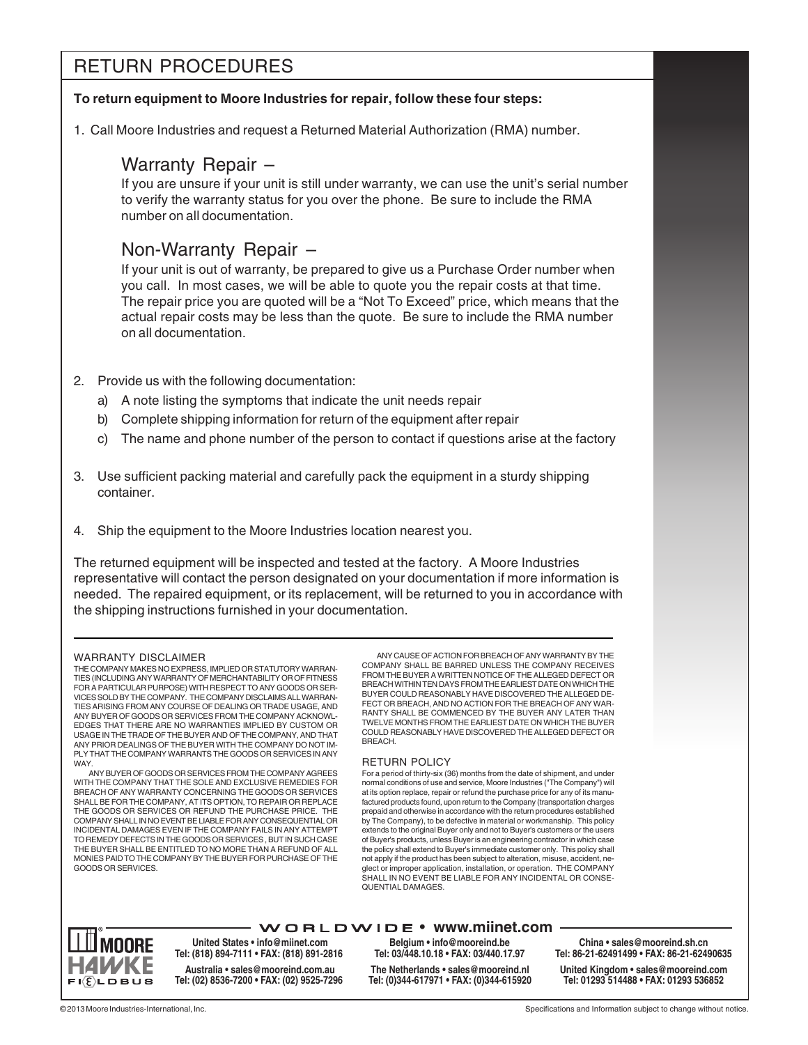# RETURN PROCEDURES

**To return equipment to Moore Industries for repair, follow these four steps:**

1. Call Moore Industries and request a Returned Material Authorization (RMA) number.

## Warranty Repair –

If you are unsure if your unit is still under warranty, we can use the unit's serial number to verify the warranty status for you over the phone. Be sure to include the RMA number on all documentation.

## Non-Warranty Repair –

If your unit is out of warranty, be prepared to give us a Purchase Order number when you call. In most cases, we will be able to quote you the repair costs at that time. The repair price you are quoted will be a "Not To Exceed" price, which means that the actual repair costs may be less than the quote. Be sure to include the RMA number on all documentation.

2. Provide us with the following documentation:
   a) A note listing the symptoms that indicate the unit needs repair
   b) Complete shipping information for return of the equipment after repair
   c) The name and phone number of the person to contact if questions arise at the factory

3. Use sufficient packing material and carefully pack the equipment in a sturdy shipping container.

4. Ship the equipment to the Moore Industries location nearest you.

The returned equipment will be inspected and tested at the factory. A Moore Industries representative will contact the person designated on your documentation if more information is needed. The repaired equipment, or its replacement, will be returned to you in accordance with the shipping instructions furnished in your documentation.

### WARRANTY DISCLAIMER

THE COMPANY MAKES NO EXPRESS, IMPLIED OR STATUTORY WARRANTIES (INCLUDING ANY WARRANTY OF MERCHANTABILITY OR OF FITNESS FOR A PARTICULAR PURPOSE) WITH RESPECT TO ANY GOODS OR SERVICES SOLD BY THE COMPANY. THE COMPANY DISCLAIMS ALL WARRANTIES ARISING FROM ANY COURSE OF DEALING OR TRADE USAGE, AND ANY BUYER OF GOODS OR SERVICES FROM THE COMPANY ACKNOWLEDGES THAT THERE ARE NO WARRANTIES IMPLIED BY CUSTOM OR USAGE IN THE TRADE OF THE BUYER AND OF THE COMPANY, AND THAT ANY PRIOR DEALINGS OF THE BUYER WITH THE COMPANY DO NOT IMPLY THAT THE COMPANY WARRANTS THE GOODS OR SERVICES IN ANY WAY.

ANY BUYER OF GOODS OR SERVICES FROM THE COMPANY AGREES WITH THE COMPANY THAT THE SOLE AND EXCLUSIVE REMEDIES FOR BREACH OF ANY WARRANTY CONCERNING THE GOODS OR SERVICES SHALL BE FOR THE COMPANY, AT ITS OPTION, TO REPAIR OR REPLACE THE GOODS OR SERVICES OR REFUND THE PURCHASE PRICE. THE COMPANY SHALL IN NO EVENT BE LIABLE FOR ANY CONSEQUENTIAL OR INCIDENTAL DAMAGES EVEN IF THE COMPANY FAILS IN ANY ATTEMPT TO REMEDY DEFECTS IN THE GOODS OR SERVICES , BUT IN SUCH CASE THE BUYER SHALL BE ENTITLED TO NO MORE THAN A REFUND OF ALL MONIES PAID TO THE COMPANY BY THE BUYER FOR PURCHASE OF THE GOODS OR SERVICES.

ANY CAUSE OF ACTION FOR BREACH OF ANY WARRANTY BY THE COMPANY SHALL BE BARRED UNLESS THE COMPANY RECEIVES FROM THE BUYER A WRITTEN NOTICE OF THE ALLEGED DEFECT OR BREACH WITHIN TEN DAYS FROM THE EARLIEST DATE ON WHICH THE BUYER COULD REASONABLY HAVE DISCOVERED THE ALLEGED DEFECT OR BREACH, AND NO ACTION FOR THE BREACH OF ANY WARRANTY SHALL BE COMMENCED BY THE BUYER ANY LATER THAN TWELVE MONTHS FROM THE EARLIEST DATE ON WHICH THE BUYER COULD REASONABLY HAVE DISCOVERED THE ALLEGED DEFECT OR BREACH.

### RETURN POLICY

For a period of thirty-six (36) months from the date of shipment, and under normal conditions of use and service, Moore Industries ("The Company") will at its option replace, repair or refund the purchase price for any of its manufactured products found, upon return to the Company (transportation charges prepaid and otherwise in accordance with the return procedures established by The Company), to be defective in material or workmanship. This policy extends to the original Buyer only and not to Buyer's customers or the users of Buyer's products, unless Buyer is an engineering contractor in which case the policy shall extend to Buyer's immediate customer only. This policy shall not apply if the product has been subject to alteration, misuse, accident, neglect or improper application, installation, or operation. THE COMPANY SHALL IN NO EVENT BE LIABLE FOR ANY INCIDENTAL OR CONSEQUENTIAL DAMAGES.

MOORE HAWKE FIELDBUS

WORLDWIDE • www.miinet.com

United States • info@miinet.com
Tel: (818) 894-7111 • FAX: (818) 891-2816

Australia • sales@mooreind.com.au
Tel: (02) 8536-7200 • FAX: (02) 9525-7296

Belgium • info@mooreind.be
Tel: 03/448.10.18 • FAX: 03/440.17.97

The Netherlands • sales@mooreind.nl
Tel: (0)344-617971 • FAX: (0)344-615920

China • sales@mooreind.sh.cn
Tel: 86-21-62491499 • FAX: 86-21-62490635

United Kingdom • sales@mooreind.com
Tel: 01293 514488 • FAX: 01293 536852

© 2013 Moore Industries-International, Inc.

Specifications and Information subject to change without notice.